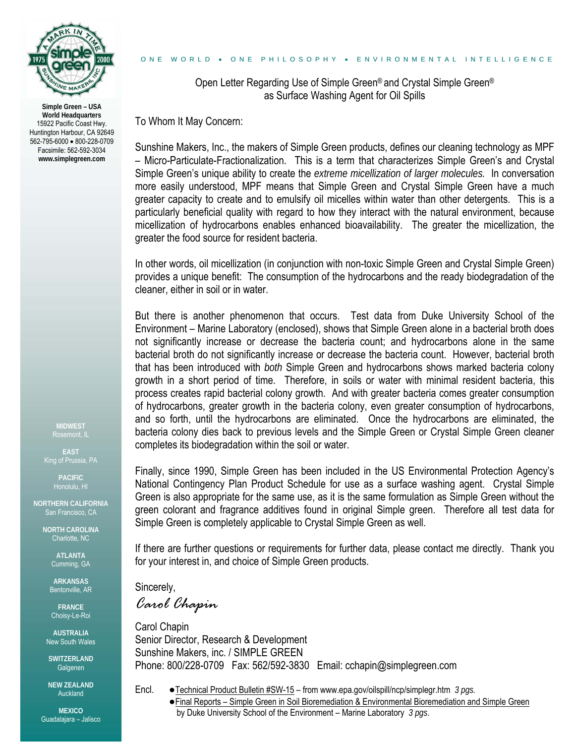Simple Green – USA
World Headquarters
15922 Pacific Coast Hwy.
Huntington Harbour, CA 92649
562-795-6000 • 800-228-0709
Facsimile: 562-592-3034
www.simplegreen.com

MIDWEST
Rosemont, IL

EAST
King of Prussia, PA

PACIFIC
Honolulu, HI

NORTHERN CALIFORNIA
San Francisco, CA

NORTH CAROLINA
Charlotte, NC

ATLANTA
Cumming, GA

ARKANSAS
Bentonville, AR

FRANCE
Choisy-Le-Roi

AUSTRALIA
New South Wales

SWITZERLAND
Galgenen

NEW ZEALAND
Auckland

MEXICO
Guadalajara – Jalisco

ONE WORLD • ONE PHILOSOPHY • ENVIRONMENTAL INTELLIGENCE

## Open Letter Regarding Use of Simple Green® and Crystal Simple Green® as Surface Washing Agent for Oil Spills

To Whom It May Concern:

Sunshine Makers, Inc., the makers of Simple Green products, defines our cleaning technology as MPF – Micro-Particulate-Fractionalization. This is a term that characterizes Simple Green's and Crystal Simple Green's unique ability to create the *extreme micellization of larger molecules.* In conversation more easily understood, MPF means that Simple Green and Crystal Simple Green have a much greater capacity to create and to emulsify oil micelles within water than other detergents. This is a particularly beneficial quality with regard to how they interact with the natural environment, because micellization of hydrocarbons enables enhanced bioavailability. The greater the micellization, the greater the food source for resident bacteria.

In other words, oil micellization (in conjunction with non-toxic Simple Green and Crystal Simple Green) provides a unique benefit: The consumption of the hydrocarbons and the ready biodegradation of the cleaner, either in soil or in water.

But there is another phenomenon that occurs. Test data from Duke University School of the Environment – Marine Laboratory (enclosed), shows that Simple Green alone in a bacterial broth does not significantly increase or decrease the bacteria count; and hydrocarbons alone in the same bacterial broth do not significantly increase or decrease the bacteria count. However, bacterial broth that has been introduced with *both* Simple Green and hydrocarbons shows marked bacteria colony growth in a short period of time. Therefore, in soils or water with minimal resident bacteria, this process creates rapid bacterial colony growth. And with greater bacteria comes greater consumption of hydrocarbons, greater growth in the bacteria colony, even greater consumption of hydrocarbons, and so forth, until the hydrocarbons are eliminated. Once the hydrocarbons are eliminated, the bacteria colony dies back to previous levels and the Simple Green or Crystal Simple Green cleaner completes its biodegradation within the soil or water.

Finally, since 1990, Simple Green has been included in the US Environmental Protection Agency's National Contingency Plan Product Schedule for use as a surface washing agent. Crystal Simple Green is also appropriate for the same use, as it is the same formulation as Simple Green without the green colorant and fragrance additives found in original Simple green. Therefore all test data for Simple Green is completely applicable to Crystal Simple Green as well.

If there are further questions or requirements for further data, please contact me directly. Thank you for your interest in, and choice of Simple Green products.

Sincerely,

*Carol Chapin*

Carol Chapin
Senior Director, Research & Development
Sunshine Makers, inc. / SIMPLE GREEN
Phone: 800/228-0709 Fax: 562/592-3830 Email: cchapin@simplegreen.com

Encl.
- Technical Product Bulletin #SW-15 – from www.epa.gov/oilspill/ncp/simplegr.htm *3 pgs.*
- Final Reports – Simple Green in Soil Bioremediation & Environmental Bioremediation and Simple Green by Duke University School of the Environment – Marine Laboratory *3 pgs*.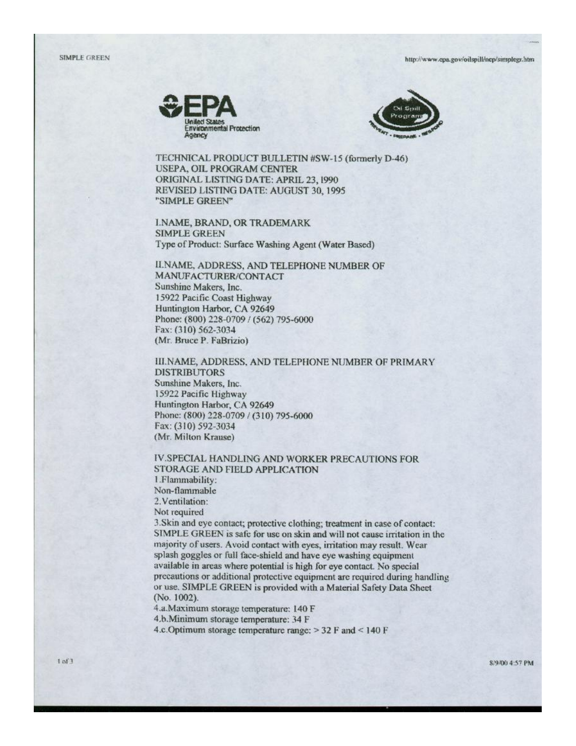TECHNICAL PRODUCT BULLETIN #SW-15 (formerly D-46)
USEPA, OIL PROGRAM CENTER
ORIGINAL LISTING DATE: APRIL 23, 1990
REVISED LISTING DATE: AUGUST 30, 1995
"SIMPLE GREEN"

## I.NAME, BRAND, OR TRADEMARK

SIMPLE GREEN
Type of Product: Surface Washing Agent (Water Based)

## II.NAME, ADDRESS, AND TELEPHONE NUMBER OF MANUFACTURER/CONTACT

Sunshine Makers, Inc.
15922 Pacific Coast Highway
Huntington Harbor, CA 92649
Phone: (800) 228-0709 / (562) 795-6000
Fax: (310) 562-3034
(Mr. Bruce P. FaBrizio)

## III.NAME, ADDRESS, AND TELEPHONE NUMBER OF PRIMARY DISTRIBUTORS

Sunshine Makers, Inc.
15922 Pacific Highway
Huntington Harbor, CA 92649
Phone: (800) 228-0709 / (310) 795-6000
Fax: (310) 592-3034
(Mr. Milton Krause)

## IV.SPECIAL HANDLING AND WORKER PRECAUTIONS FOR STORAGE AND FIELD APPLICATION

1.Flammability:
Non-flammable
2.Ventilation:
Not required
3.Skin and eye contact; protective clothing; treatment in case of contact:
SIMPLE GREEN is safe for use on skin and will not cause irritation in the majority of users. Avoid contact with eyes, irritation may result. Wear splash goggles or full face-shield and have eye washing equipment available in areas where potential is high for eye contact. No special precautions or additional protective equipment are required during handling or use. SIMPLE GREEN is provided with a Material Safety Data Sheet (No. 1002).
4.a.Maximum storage temperature: 140 F
4.b.Minimum storage temperature: 34 F
4.c.Optimum storage temperature range: > 32 F and < 140 F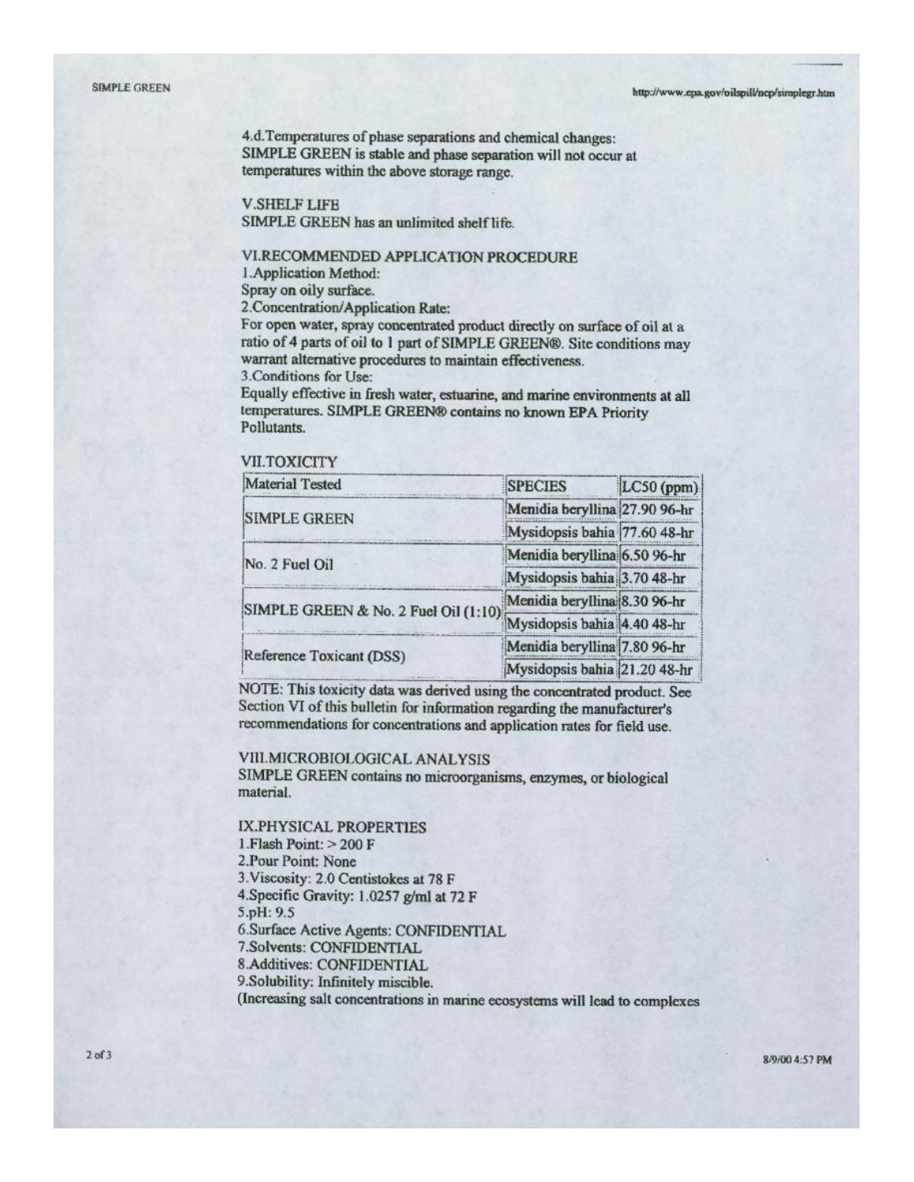4.d.Temperatures of phase separations and chemical changes:
SIMPLE GREEN is stable and phase separation will not occur at temperatures within the above storage range.

## V.SHELF LIFE

SIMPLE GREEN has an unlimited shelf life.

## VI.RECOMMENDED APPLICATION PROCEDURE

1.Application Method:
Spray on oily surface.
2.Concentration/Application Rate:
For open water, spray concentrated product directly on surface of oil at a ratio of 4 parts of oil to 1 part of SIMPLE GREEN®. Site conditions may warrant alternative procedures to maintain effectiveness.
3.Conditions for Use:
Equally effective in fresh water, estuarine, and marine environments at all temperatures. SIMPLE GREEN® contains no known EPA Priority Pollutants.

## VII.TOXICITY

| Material Tested | SPECIES | LC50 (ppm) |
|---|---|---|
| SIMPLE GREEN | Menidia beryllina | 27.90 96-hr |
| | Mysidopsis bahia | 77.60 48-hr |
| No. 2 Fuel Oil | Menidia beryllina | 6.50 96-hr |
| | Mysidopsis bahia | 3.70 48-hr |
| SIMPLE GREEN & No. 2 Fuel Oil (1:10) | Menidia beryllina | 8.30 96-hr |
| | Mysidopsis bahia | 4.40 48-hr |
| Reference Toxicant (DSS) | Menidia beryllina | 7.80 96-hr |
| | Mysidopsis bahia | 21.20 48-hr |

NOTE: This toxicity data was derived using the concentrated product. See Section VI of this bulletin for information regarding the manufacturer's recommendations for concentrations and application rates for field use.

## VIII.MICROBIOLOGICAL ANALYSIS

SIMPLE GREEN contains no microorganisms, enzymes, or biological material.

## IX.PHYSICAL PROPERTIES

1.Flash Point: > 200 F
2.Pour Point: None
3.Viscosity: 2.0 Centistokes at 78 F
4.Specific Gravity: 1.0257 g/ml at 72 F
5.pH: 9.5
6.Surface Active Agents: CONFIDENTIAL
7.Solvents: CONFIDENTIAL
8.Additives: CONFIDENTIAL
9.Solubility: Infinitely miscible.
(Increasing salt concentrations in marine ecosystems will lead to complexes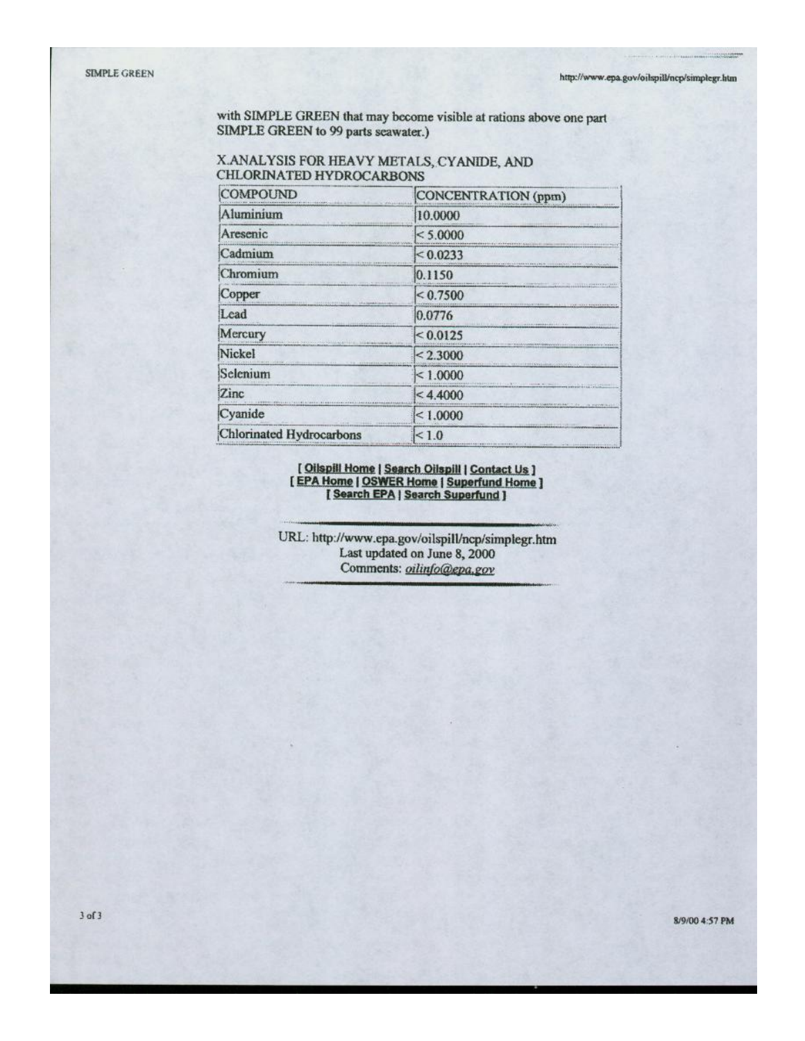with SIMPLE GREEN that may become visible at rations above one part SIMPLE GREEN to 99 parts seawater.)

## X.ANALYSIS FOR HEAVY METALS, CYANIDE, AND CHLORINATED HYDROCARBONS

| COMPOUND | CONCENTRATION (ppm) |
|---|---|
| Aluminium | 10.0000 |
| Aresenic | < 5.0000 |
| Cadmium | < 0.0233 |
| Chromium | 0.1150 |
| Copper | < 0.7500 |
| Lead | 0.0776 |
| Mercury | < 0.0125 |
| Nickel | < 2.3000 |
| Selenium | < 1.0000 |
| Zinc | < 4.4000 |
| Cyanide | < 1.0000 |
| Chlorinated Hydrocarbons | < 1.0 |

[ Oilspill Home | Search Oilspill | Contact Us ]
[ EPA Home | OSWER Home | Superfund Home ]
[ Search EPA | Search Superfund ]

URL: http://www.epa.gov/oilspill/ncp/simplegr.htm
Last updated on June 8, 2000
Comments: *oilinfo@epa.gov*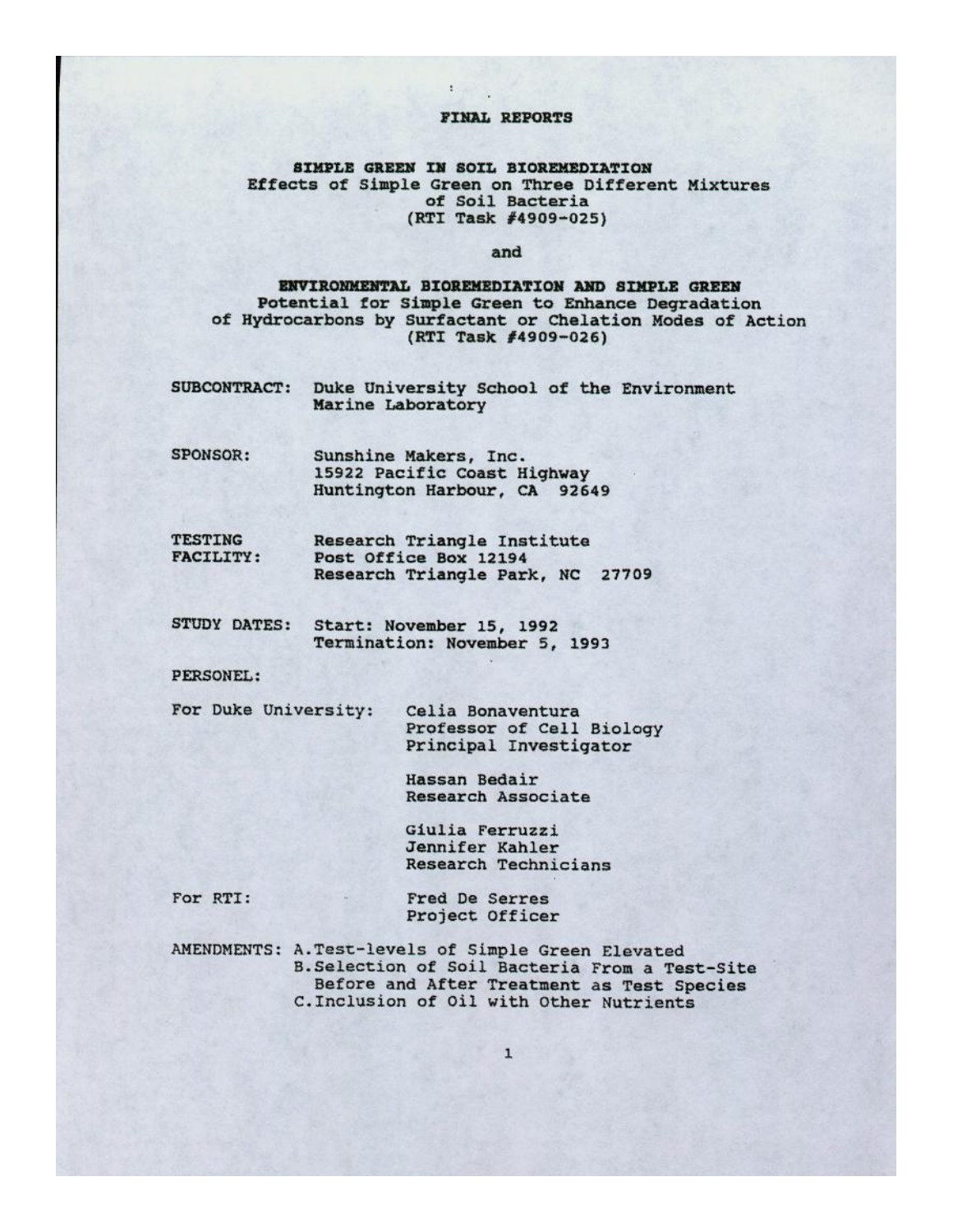# FINAL REPORTS

## SIMPLE GREEN IN SOIL BIOREMEDIATION

Effects of Simple Green on Three Different Mixtures of Soil Bacteria
(RTI Task #4909-025)

and

## ENVIRONMENTAL BIOREMEDIATION AND SIMPLE GREEN

Potential for Simple Green to Enhance Degradation of Hydrocarbons by Surfactant or Chelation Modes of Action
(RTI Task #4909-026)

**SUBCONTRACT:** Duke University School of the Environment
Marine Laboratory

**SPONSOR:** Sunshine Makers, Inc.
15922 Pacific Coast Highway
Huntington Harbour, CA 92649

**TESTING FACILITY:** Research Triangle Institute
Post Office Box 12194
Research Triangle Park, NC 27709

**STUDY DATES:** Start: November 15, 1992
Termination: November 5, 1993

**PERSONEL:**

For Duke University:

Celia Bonaventura
Professor of Cell Biology
Principal Investigator

Hassan Bedair
Research Associate

Giulia Ferruzzi
Jennifer Kahler
Research Technicians

For RTI:

Fred De Serres
Project Officer

**AMENDMENTS:**
A. Test-levels of Simple Green Elevated
B. Selection of Soil Bacteria From a Test-Site Before and After Treatment as Test Species
C. Inclusion of Oil with Other Nutrients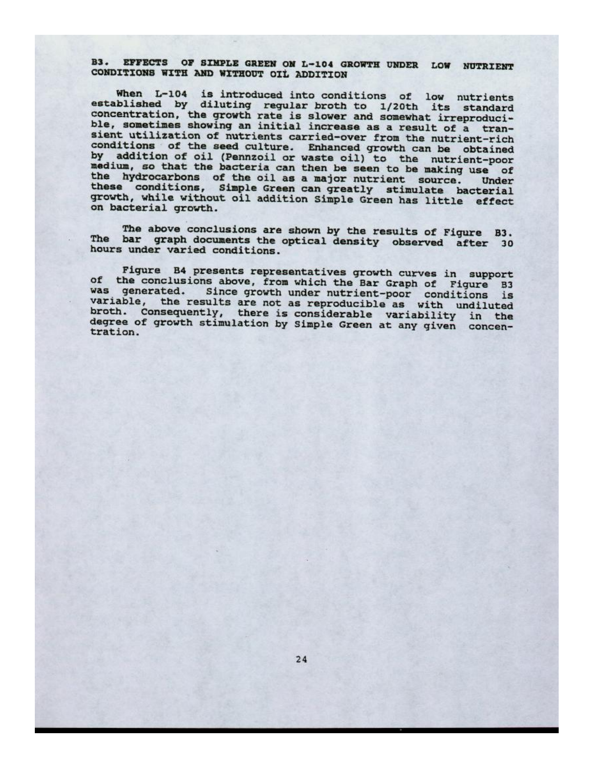## B3. EFFECTS OF SIMPLE GREEN ON L-104 GROWTH UNDER LOW NUTRIENT CONDITIONS WITH AND WITHOUT OIL ADDITION

When L-104 is introduced into conditions of low nutrients established by diluting regular broth to 1/20th its standard concentration, the growth rate is slower and somewhat irreproducible, sometimes showing an initial increase as a result of a transient utilization of nutrients carried-over from the nutrient-rich conditions of the seed culture. Enhanced growth can be obtained by addition of oil (Pennzoil or waste oil) to the nutrient-poor medium, so that the bacteria can then be seen to be making use of the hydrocarbons of the oil as a major nutrient source. Under these conditions, Simple Green can greatly stimulate bacterial growth, while without oil addition Simple Green has little effect on bacterial growth.

The above conclusions are shown by the results of Figure B3. The bar graph documents the optical density observed after 30 hours under varied conditions.

Figure B4 presents representatives growth curves in support of the conclusions above, from which the Bar Graph of Figure B3 was generated. Since growth under nutrient-poor conditions is variable, the results are not as reproducible as with undiluted broth. Consequently, there is considerable variability in the degree of growth stimulation by Simple Green at any given concentration.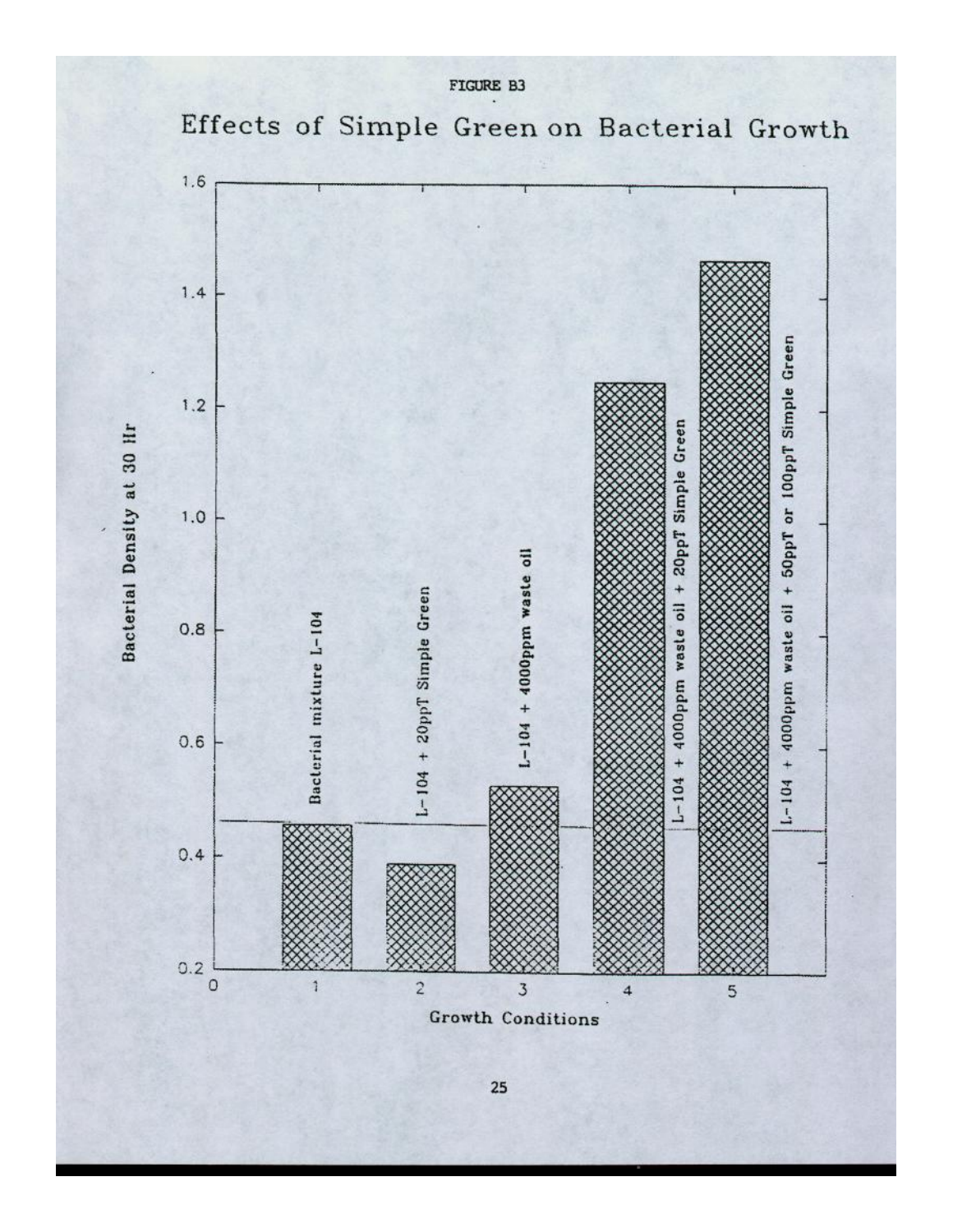FIGURE B3

# Effects of Simple Green on Bacterial Growth

Bacterial Density at 30 Hr

1.6

1.4

1.2

1.0

0.8

0.6

0.4

0.2

0

1

2

3

4

5

Growth Conditions

Bacterial mixture L-104

L-104 + 20ppT Simple Green

L-104 + 4000ppm waste oil

L-104 + 4000ppm waste oil + 20ppT Simple Green

L-104 + 4000ppm waste oil + 50ppT or 100ppT Simple Green